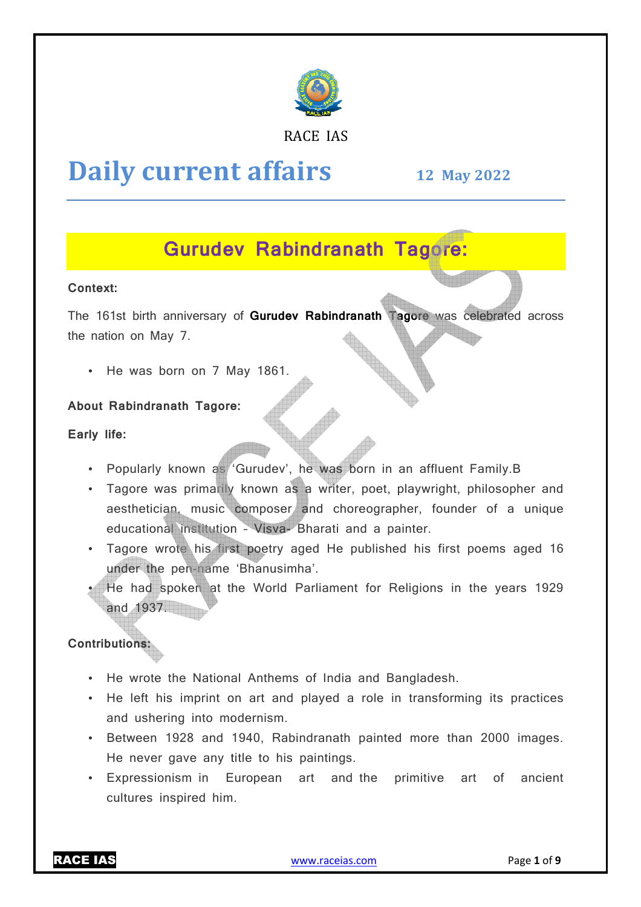RACE IAS

# Daily current affairs

**12 May 2022**

## Gurudev Rabindranath Tagore:

**Context:**

The 161st birth anniversary of **Gurudev Rabindranath Tagore** was celebrated across the nation on May 7.

- He was born on 7 May 1861.

**About Rabindranath Tagore:**

**Early life:**

- Popularly known as 'Gurudev', he was born in an affluent Family.B
- Tagore was primarily known as a writer, poet, playwright, philosopher and aesthetician, music composer and choreographer, founder of a unique educational institution – Visva- Bharati and a painter.
- Tagore wrote his first poetry aged He published his first poems aged 16 under the pen-name 'Bhanusimha'.
- He had spoken at the World Parliament for Religions in the years 1929 and 1937.

**Contributions:**

- He wrote the National Anthems of India and Bangladesh.
- He left his imprint on art and played a role in transforming its practices and ushering into modernism.
- Between 1928 and 1940, Rabindranath painted more than 2000 images. He never gave any title to his paintings.
- Expressionism in European art and the primitive art of ancient cultures inspired him.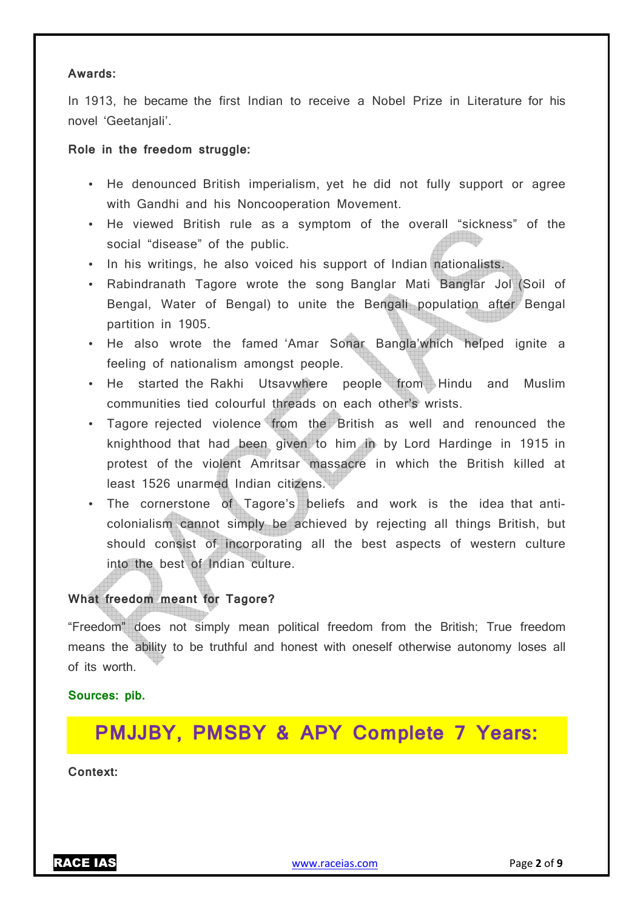**Awards:**

In 1913, he became the first Indian to receive a Nobel Prize in Literature for his novel 'Geetanjali'.

**Role in the freedom struggle:**

- He denounced British imperialism, yet he did not fully support or agree with Gandhi and his Noncooperation Movement.
- He viewed British rule as a symptom of the overall "sickness" of the social "disease" of the public.
- In his writings, he also voiced his support of Indian nationalists.
- Rabindranath Tagore wrote the song Banglar Mati Banglar Jol (Soil of Bengal, Water of Bengal) to unite the Bengali population after Bengal partition in 1905.
- He also wrote the famed 'Amar Sonar Bangla'which helped ignite a feeling of nationalism amongst people.
- He started the Rakhi Utsavwhere people from Hindu and Muslim communities tied colourful threads on each other's wrists.
- Tagore rejected violence from the British as well and renounced the knighthood that had been given to him in by Lord Hardinge in 1915 in protest of the violent Amritsar massacre in which the British killed at least 1526 unarmed Indian citizens.
- The cornerstone of Tagore's beliefs and work is the idea that anti-colonialism cannot simply be achieved by rejecting all things British, but should consist of incorporating all the best aspects of western culture into the best of Indian culture.

**What freedom meant for Tagore?**

"Freedom" does not simply mean political freedom from the British; True freedom means the ability to be truthful and honest with oneself otherwise autonomy loses all of its worth.

**Sources: pib.**

# PMJJBY, PMSBY & APY Complete 7 Years:

**Context:**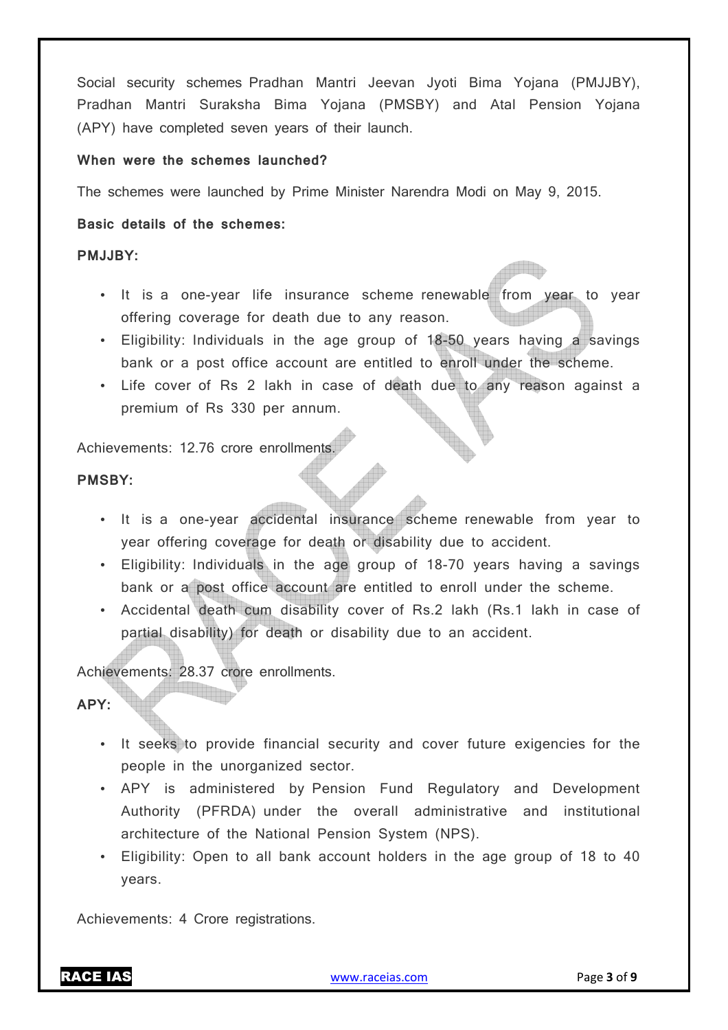Social security schemes Pradhan Mantri Jeevan Jyoti Bima Yojana (PMJJBY), Pradhan Mantri Suraksha Bima Yojana (PMSBY) and Atal Pension Yojana (APY) have completed seven years of their launch.

**When were the schemes launched?**

The schemes were launched by Prime Minister Narendra Modi on May 9, 2015.

**Basic details of the schemes:**

**PMJJBY:**

- It is a one-year life insurance scheme renewable from year to year offering coverage for death due to any reason.
- Eligibility: Individuals in the age group of 18-50 years having a savings bank or a post office account are entitled to enroll under the scheme.
- Life cover of Rs 2 lakh in case of death due to any reason against a premium of Rs 330 per annum.

Achievements: 12.76 crore enrollments.

**PMSBY:**

- It is a one-year accidental insurance scheme renewable from year to year offering coverage for death or disability due to accident.
- Eligibility: Individuals in the age group of 18-70 years having a savings bank or a post office account are entitled to enroll under the scheme.
- Accidental death cum disability cover of Rs.2 lakh (Rs.1 lakh in case of partial disability) for death or disability due to an accident.

Achievements: 28.37 crore enrollments.

**APY:**

- It seeks to provide financial security and cover future exigencies for the people in the unorganized sector.
- APY is administered by Pension Fund Regulatory and Development Authority (PFRDA) under the overall administrative and institutional architecture of the National Pension System (NPS).
- Eligibility: Open to all bank account holders in the age group of 18 to 40 years.

Achievements: 4 Crore registrations.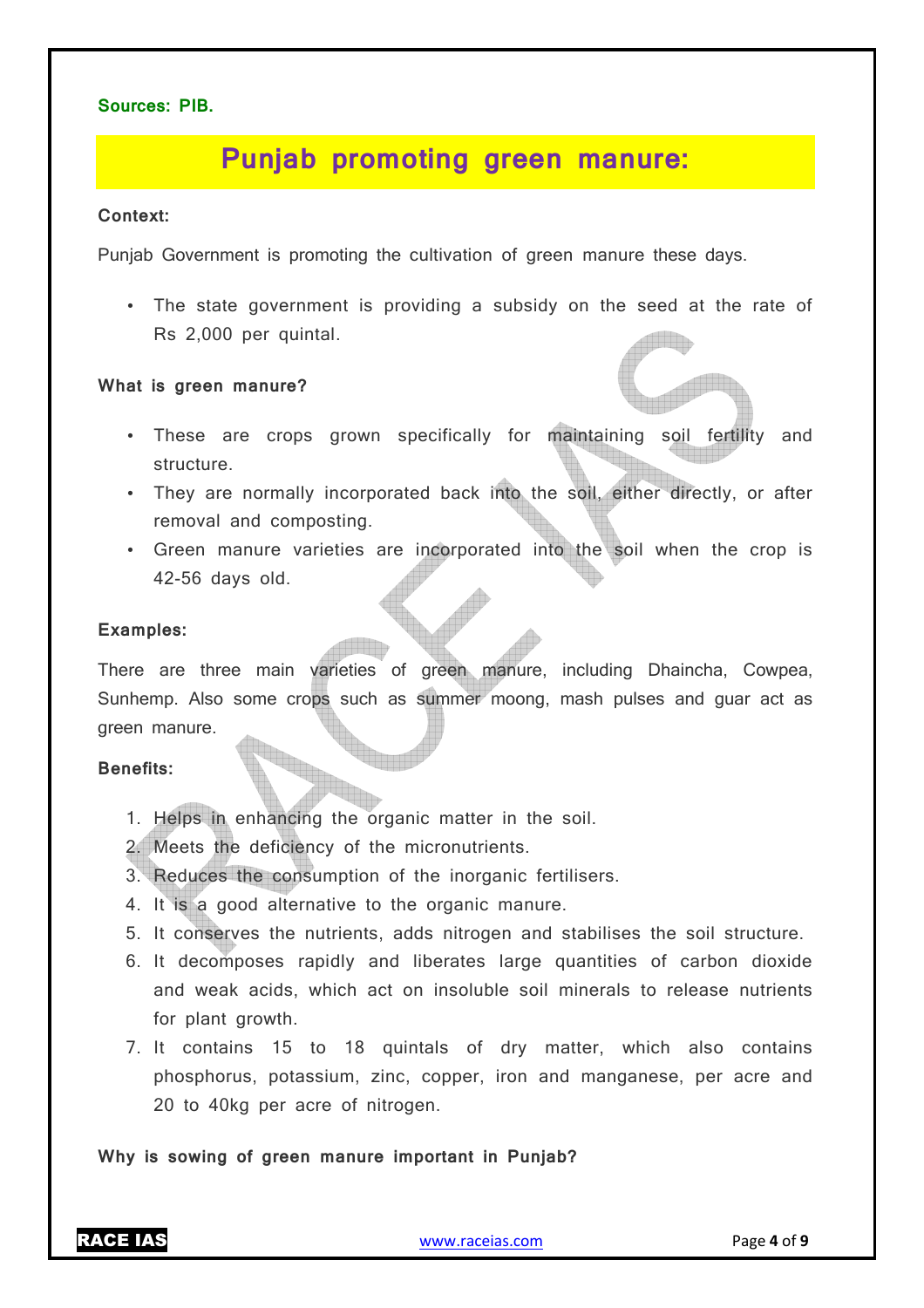**Sources: PIB.**

## Punjab promoting green manure:

**Context:**

Punjab Government is promoting the cultivation of green manure these days.

- The state government is providing a subsidy on the seed at the rate of Rs 2,000 per quintal.

**What is green manure?**

- These are crops grown specifically for maintaining soil fertility and structure.
- They are normally incorporated back into the soil, either directly, or after removal and composting.
- Green manure varieties are incorporated into the soil when the crop is 42-56 days old.

**Examples:**

There are three main varieties of green manure, including Dhaincha, Cowpea, Sunhemp. Also some crops such as summer moong, mash pulses and guar act as green manure.

**Benefits:**

1. Helps in enhancing the organic matter in the soil.
2. Meets the deficiency of the micronutrients.
3. Reduces the consumption of the inorganic fertilisers.
4. It is a good alternative to the organic manure.
5. It conserves the nutrients, adds nitrogen and stabilises the soil structure.
6. It decomposes rapidly and liberates large quantities of carbon dioxide and weak acids, which act on insoluble soil minerals to release nutrients for plant growth.
7. It contains 15 to 18 quintals of dry matter, which also contains phosphorus, potassium, zinc, copper, iron and manganese, per acre and 20 to 40kg per acre of nitrogen.

**Why is sowing of green manure important in Punjab?**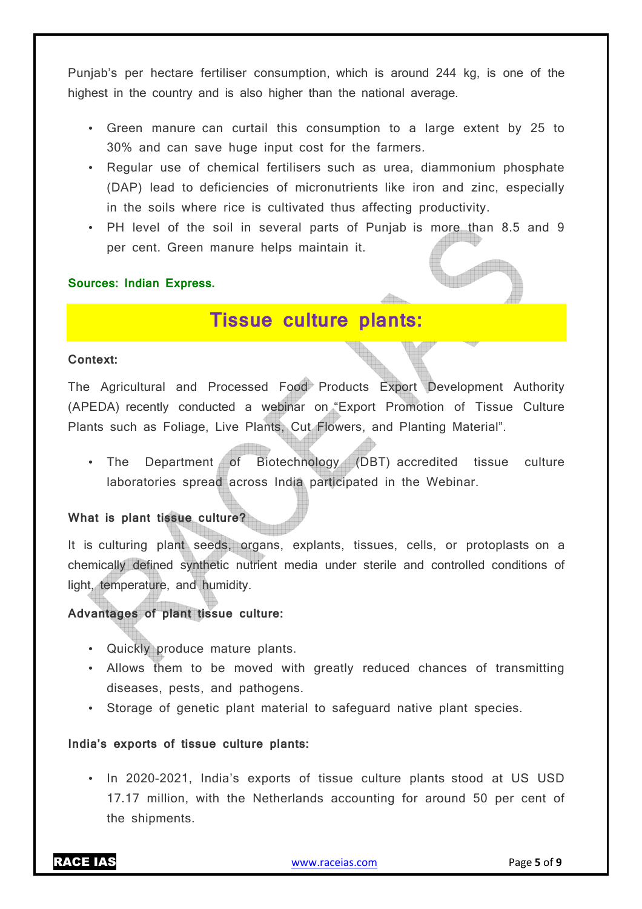Punjab's per hectare fertiliser consumption, which is around 244 kg, is one of the highest in the country and is also higher than the national average.

- Green manure can curtail this consumption to a large extent by 25 to 30% and can save huge input cost for the farmers.
- Regular use of chemical fertilisers such as urea, diammonium phosphate (DAP) lead to deficiencies of micronutrients like iron and zinc, especially in the soils where rice is cultivated thus affecting productivity.
- PH level of the soil in several parts of Punjab is more than 8.5 and 9 per cent. Green manure helps maintain it.

**Sources: Indian Express.**

# Tissue culture plants:

**Context:**

The Agricultural and Processed Food Products Export Development Authority (APEDA) recently conducted a webinar on "Export Promotion of Tissue Culture Plants such as Foliage, Live Plants, Cut Flowers, and Planting Material".

- The Department of Biotechnology (DBT) accredited tissue culture laboratories spread across India participated in the Webinar.

**What is plant tissue culture?**

It is culturing plant seeds, organs, explants, tissues, cells, or protoplasts on a chemically defined synthetic nutrient media under sterile and controlled conditions of light, temperature, and humidity.

**Advantages of plant tissue culture:**

- Quickly produce mature plants.
- Allows them to be moved with greatly reduced chances of transmitting diseases, pests, and pathogens.
- Storage of genetic plant material to safeguard native plant species.

**India's exports of tissue culture plants:**

- In 2020-2021, India's exports of tissue culture plants stood at US USD 17.17 million, with the Netherlands accounting for around 50 per cent of the shipments.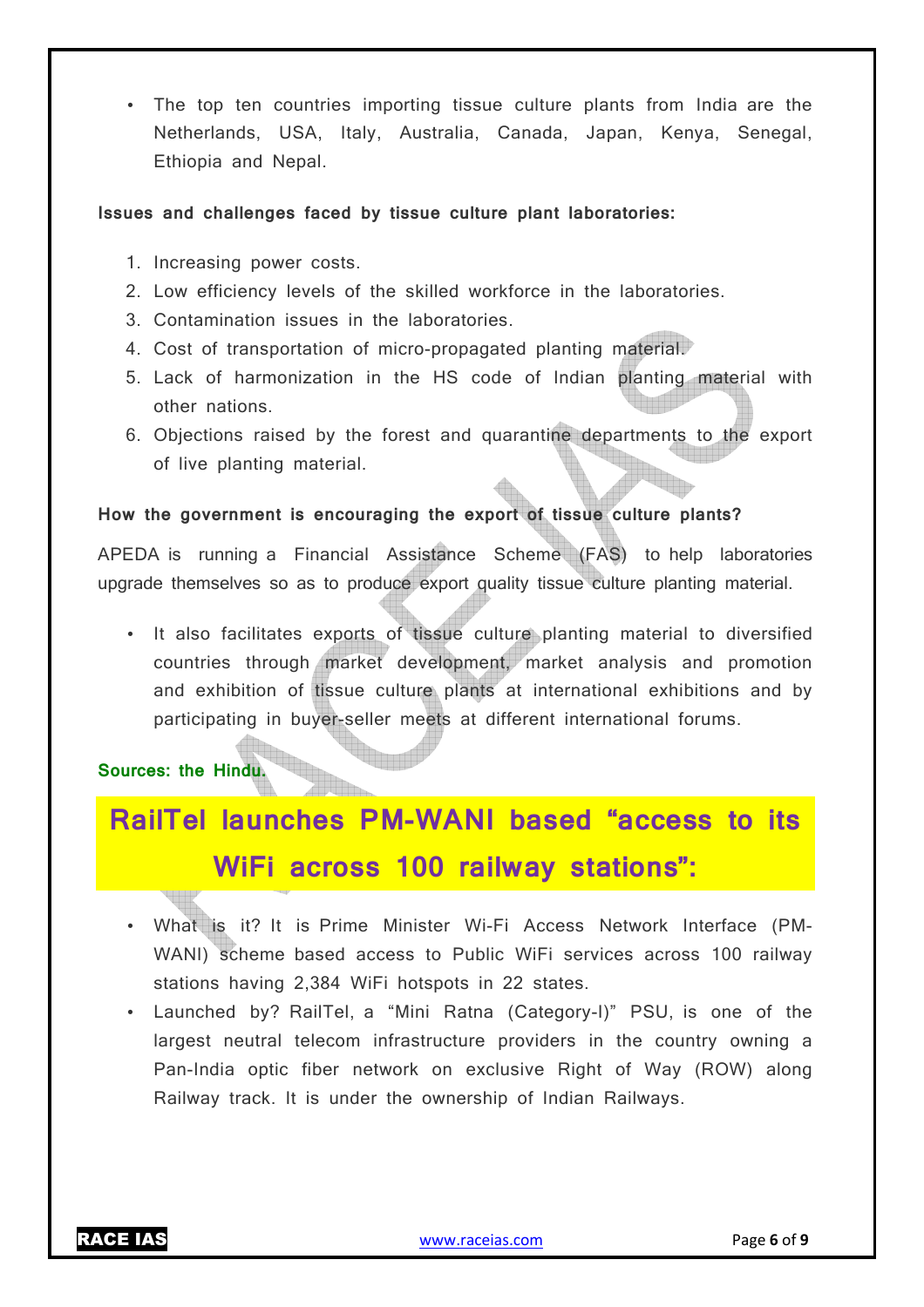- The top ten countries importing tissue culture plants from India are the Netherlands, USA, Italy, Australia, Canada, Japan, Kenya, Senegal, Ethiopia and Nepal.

**Issues and challenges faced by tissue culture plant laboratories:**

1. Increasing power costs.
2. Low efficiency levels of the skilled workforce in the laboratories.
3. Contamination issues in the laboratories.
4. Cost of transportation of micro-propagated planting material.
5. Lack of harmonization in the HS code of Indian planting material with other nations.
6. Objections raised by the forest and quarantine departments to the export of live planting material.

**How the government is encouraging the export of tissue culture plants?**

APEDA is running a Financial Assistance Scheme (FAS) to help laboratories upgrade themselves so as to produce export quality tissue culture planting material.

- It also facilitates exports of tissue culture planting material to diversified countries through market development, market analysis and promotion and exhibition of tissue culture plants at international exhibitions and by participating in buyer-seller meets at different international forums.

**Sources: the Hindu.**

## RailTel launches PM-WANI based "access to its WiFi across 100 railway stations":

- What is it? It is Prime Minister Wi-Fi Access Network Interface (PM-WANI) scheme based access to Public WiFi services across 100 railway stations having 2,384 WiFi hotspots in 22 states.
- Launched by? RailTel, a "Mini Ratna (Category-I)" PSU, is one of the largest neutral telecom infrastructure providers in the country owning a Pan-India optic fiber network on exclusive Right of Way (ROW) along Railway track. It is under the ownership of Indian Railways.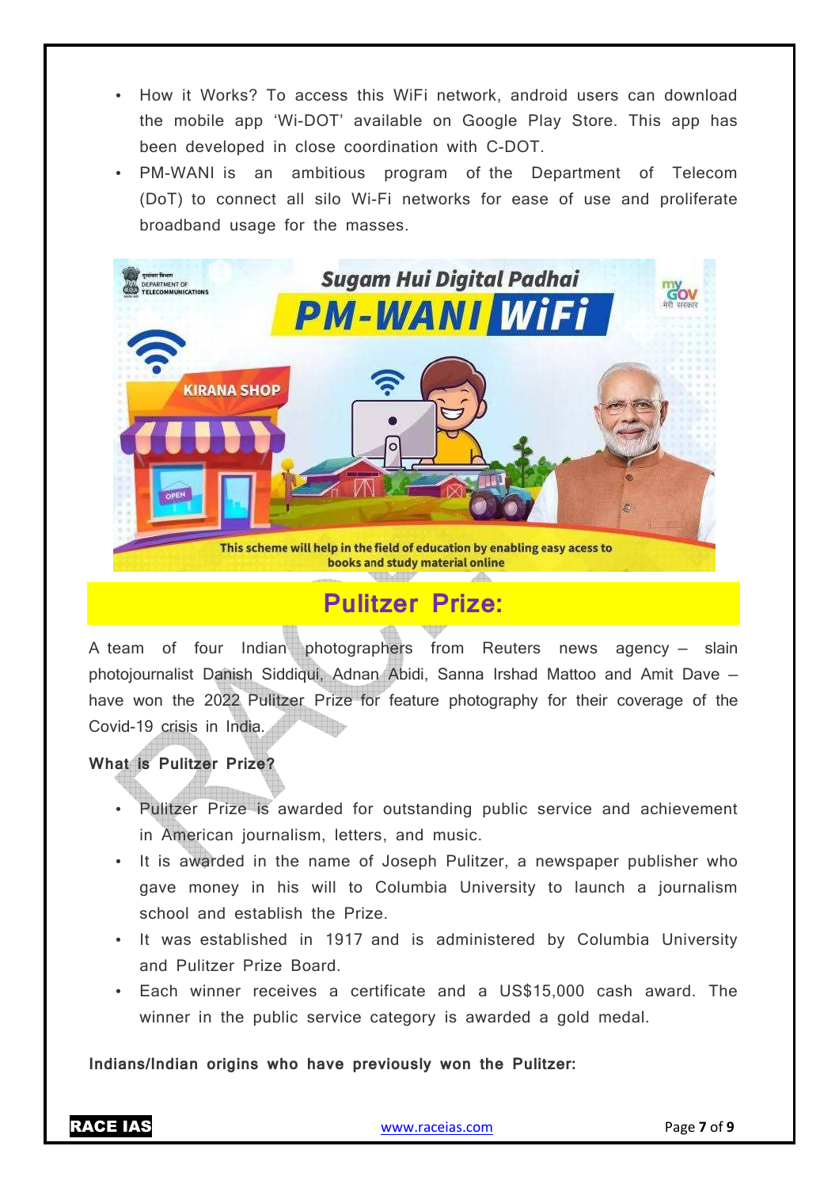- How it Works? To access this WiFi network, android users can download the mobile app 'Wi-DOT' available on Google Play Store. This app has been developed in close coordination with C-DOT.
- PM-WANI is an ambitious program of the Department of Telecom (DoT) to connect all silo Wi-Fi networks for ease of use and proliferate broadband usage for the masses.

## Pulitzer Prize:

A team of four Indian photographers from Reuters news agency – slain photojournalist Danish Siddiqui, Adnan Abidi, Sanna Irshad Mattoo and Amit Dave – have won the 2022 Pulitzer Prize for feature photography for their coverage of the Covid-19 crisis in India.

**What is Pulitzer Prize?**

- Pulitzer Prize is awarded for outstanding public service and achievement in American journalism, letters, and music.
- It is awarded in the name of Joseph Pulitzer, a newspaper publisher who gave money in his will to Columbia University to launch a journalism school and establish the Prize.
- It was established in 1917 and is administered by Columbia University and Pulitzer Prize Board.
- Each winner receives a certificate and a US$15,000 cash award. The winner in the public service category is awarded a gold medal.

**Indians/Indian origins who have previously won the Pulitzer:**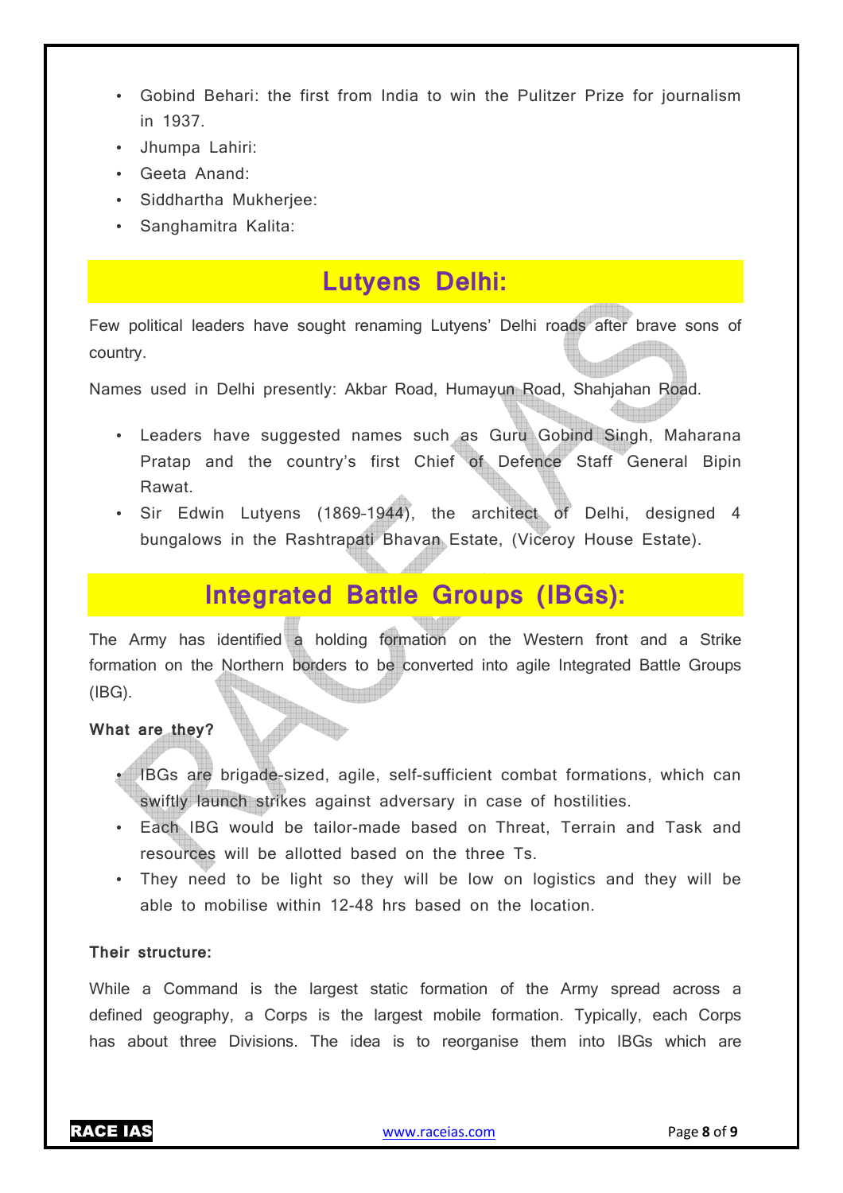- Gobind Behari: the first from India to win the Pulitzer Prize for journalism in 1937.
- Jhumpa Lahiri:
- Geeta Anand:
- Siddhartha Mukherjee:
- Sanghamitra Kalita:

## Lutyens Delhi:

Few political leaders have sought renaming Lutyens' Delhi roads after brave sons of country.

Names used in Delhi presently: Akbar Road, Humayun Road, Shahjahan Road.

- Leaders have suggested names such as Guru Gobind Singh, Maharana Pratap and the country's first Chief of Defence Staff General Bipin Rawat.
- Sir Edwin Lutyens (1869-1944), the architect of Delhi, designed 4 bungalows in the Rashtrapati Bhavan Estate, (Viceroy House Estate).

## Integrated Battle Groups (IBGs):

The Army has identified a holding formation on the Western front and a Strike formation on the Northern borders to be converted into agile Integrated Battle Groups (IBG).

**What are they?**

- IBGs are brigade-sized, agile, self-sufficient combat formations, which can swiftly launch strikes against adversary in case of hostilities.
- Each IBG would be tailor-made based on Threat, Terrain and Task and resources will be allotted based on the three Ts.
- They need to be light so they will be low on logistics and they will be able to mobilise within 12-48 hrs based on the location.

**Their structure:**

While a Command is the largest static formation of the Army spread across a defined geography, a Corps is the largest mobile formation. Typically, each Corps has about three Divisions. The idea is to reorganise them into IBGs which are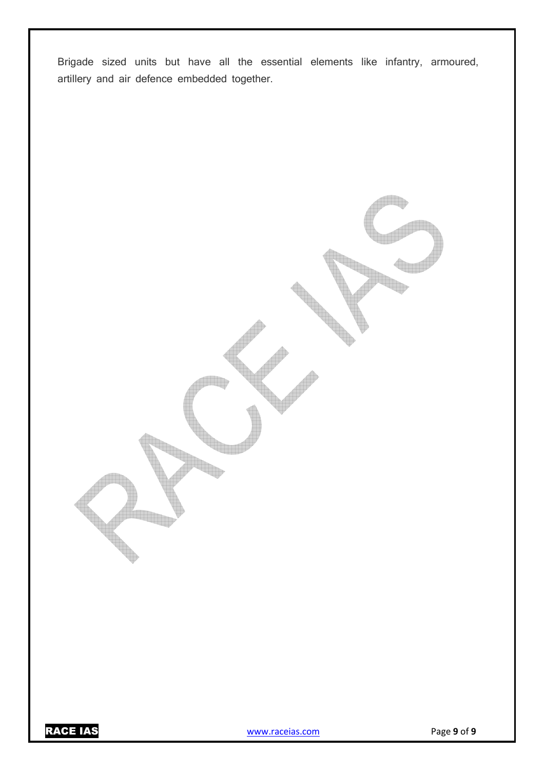Brigade sized units but have all the essential elements like infantry, armoured, artillery and air defence embedded together.